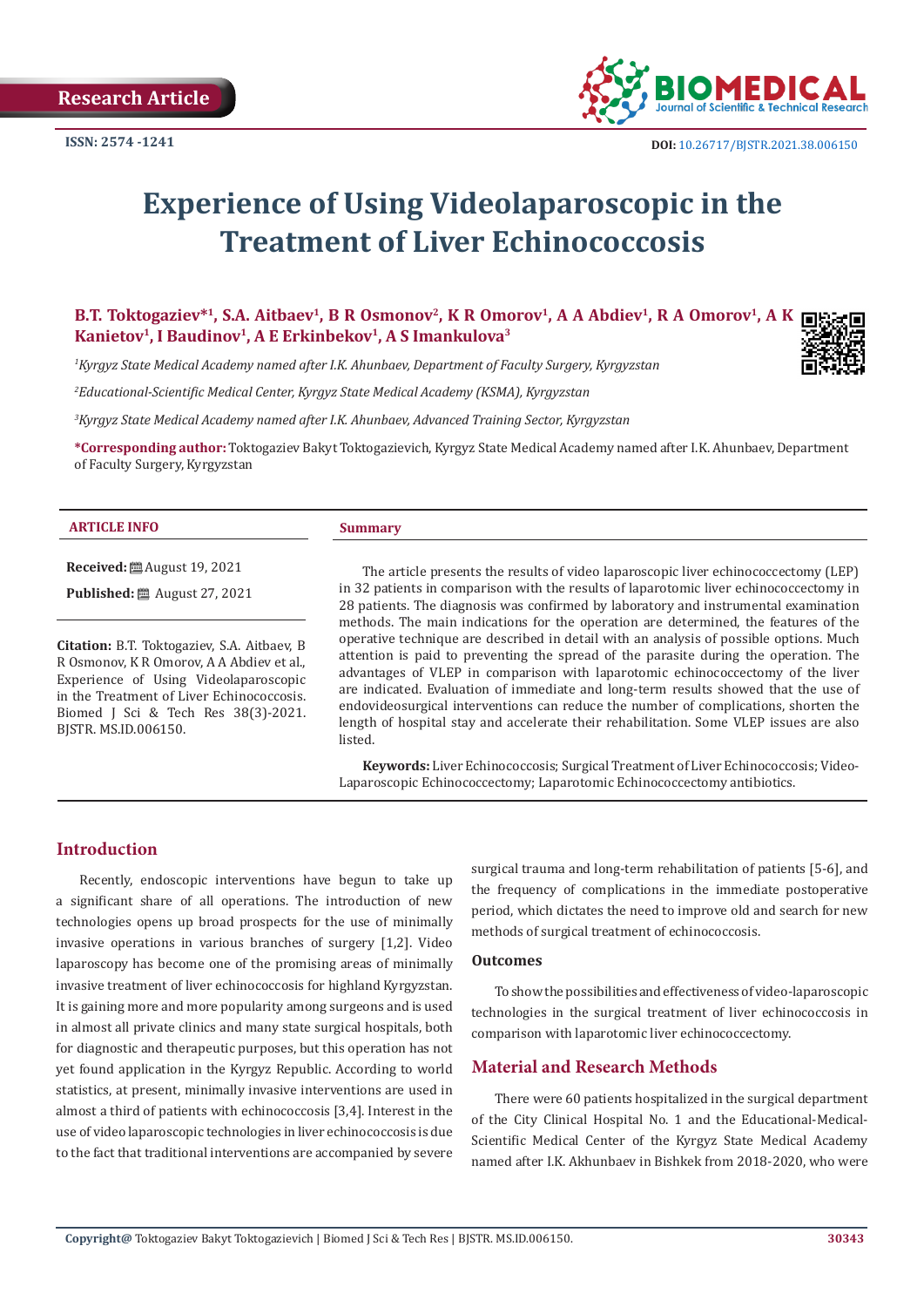Research Article

ISSN: 2574 -1241

DOI: 10.26717/BJSTR.2021.38.006150

# Experience of Using Videolaparoscopic in the Treatment of Liver Echinococcosis

**B.T. Toktogaziev*[1], S.A. Aitbaev[1], B R Osmonov[2], K R Omorov[1], A A Abdiev[1], R A Omorov[1], A K Kanietov[1], I Baudinov[1], A E Erkinbekov[1], A S Imankulova[3]**

*[1]Kyrgyz State Medical Academy named after I.K. Ahunbaev, Department of Faculty Surgery, Kyrgyzstan*

*[2]Educational-Scientific Medical Center, Kyrgyz State Medical Academy (KSMA), Kyrgyzstan*

*[3]Kyrgyz State Medical Academy named after I.K. Ahunbaev, Advanced Training Sector, Kyrgyzstan*

**\*Corresponding author:** Toktogaziev Bakyt Toktogazievich, Kyrgyz State Medical Academy named after I.K. Ahunbaev, Department of Faculty Surgery, Kyrgyzstan

**ARTICLE INFO**

**Received:** August 19, 2021

**Published:** August 27, 2021

**Citation:** B.T. Toktogaziev, S.A. Aitbaev, B R Osmonov, K R Omorov, A A Abdiev et al., Experience of Using Videolaparoscopic in the Treatment of Liver Echinococcosis. Biomed J Sci & Tech Res 38(3)-2021. BJSTR. MS.ID.006150.

**Summary**

The article presents the results of video laparoscopic liver echinococcectomy (LEP) in 32 patients in comparison with the results of laparotomic liver echinococcectomy in 28 patients. The diagnosis was confirmed by laboratory and instrumental examination methods. The main indications for the operation are determined, the features of the operative technique are described in detail with an analysis of possible options. Much attention is paid to preventing the spread of the parasite during the operation. The advantages of VLEP in comparison with laparotomic echinococcectomy of the liver are indicated. Evaluation of immediate and long-term results showed that the use of endovideosurgical interventions can reduce the number of complications, shorten the length of hospital stay and accelerate their rehabilitation. Some VLEP issues are also listed.

**Keywords:** Liver Echinococcosis; Surgical Treatment of Liver Echinococcosis; Video-Laparoscopic Echinococcectomy; Laparotomic Echinococcectomy antibiotics.

## Introduction

Recently, endoscopic interventions have begun to take up a significant share of all operations. The introduction of new technologies opens up broad prospects for the use of minimally invasive operations in various branches of surgery [1,2]. Video laparoscopy has become one of the promising areas of minimally invasive treatment of liver echinococcosis for highland Kyrgyzstan. It is gaining more and more popularity among surgeons and is used in almost all private clinics and many state surgical hospitals, both for diagnostic and therapeutic purposes, but this operation has not yet found application in the Kyrgyz Republic. According to world statistics, at present, minimally invasive interventions are used in almost a third of patients with echinococcosis [3,4]. Interest in the use of video laparoscopic technologies in liver echinococcosis is due to the fact that traditional interventions are accompanied by severe surgical trauma and long-term rehabilitation of patients [5-6], and the frequency of complications in the immediate postoperative period, which dictates the need to improve old and search for new methods of surgical treatment of echinococcosis.

### Outcomes

To show the possibilities and effectiveness of video-laparoscopic technologies in the surgical treatment of liver echinococcosis in comparison with laparotomic liver echinococcectomy.

## Material and Research Methods

There were 60 patients hospitalized in the surgical department of the City Clinical Hospital No. 1 and the Educational-Medical-Scientific Medical Center of the Kyrgyz State Medical Academy named after I.K. Akhunbaev in Bishkek from 2018-2020, who were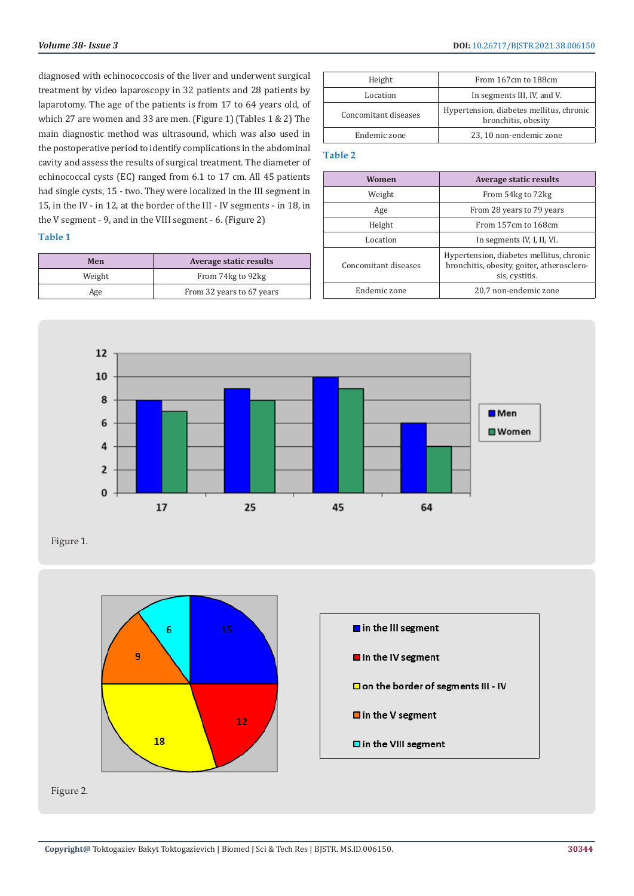diagnosed with echinococcosis of the liver and underwent surgical treatment by video laparoscopy in 32 patients and 28 patients by laparotomy. The age of the patients is from 17 to 64 years old, of which 27 are women and 33 are men. (Figure 1) (Tables 1 & 2) The main diagnostic method was ultrasound, which was also used in the postoperative period to identify complications in the abdominal cavity and assess the results of surgical treatment. The diameter of echinococcal cysts (EC) ranged from 6.1 to 17 cm. All 45 patients had single cysts, 15 - two. They were localized in the III segment in 15, in the IV - in 12, at the border of the III - IV segments - in 18, in the V segment - 9, and in the VIII segment - 6. (Figure 2)

**Table 1**

| Men | Average static results |
|---|---|
| Weight | From 74kg to 92kg |
| Age | From 32 years to 67 years |
| Height | From 167cm to 188cm |
| Location | In segments III, IV, and V. |
| Concomitant diseases | Hypertension, diabetes mellitus, chronic bronchitis, obesity |
| Endemic zone | 23, 10 non-endemic zone |

**Table 2**

| Women | Average static results |
|---|---|
| Weight | From 54kg to 72kg |
| Age | From 28 years to 79 years |
| Height | From 157cm to 168cm |
| Location | In segments IV, I, II, VI. |
| Concomitant diseases | Hypertension, diabetes mellitus, chronic bronchitis, obesity, goiter, atherosclerosis, cystitis. |
| Endemic zone | 20,7 non-endemic zone |

Figure 1.

Figure 2.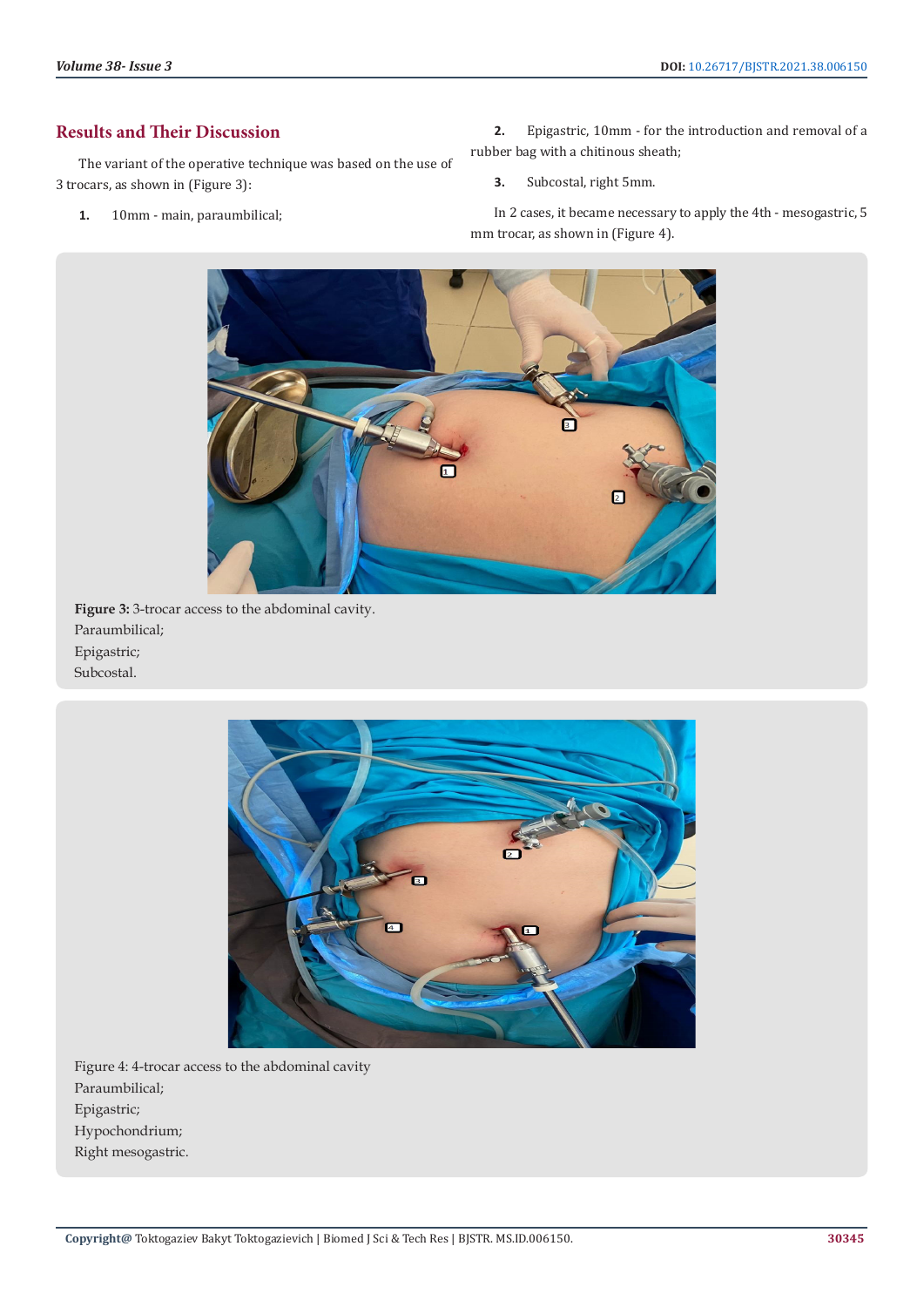## Results and Their Discussion

The variant of the operative technique was based on the use of 3 trocars, as shown in (Figure 3):

1. 10mm - main, paraumbilical;
2. Epigastric, 10mm - for the introduction and removal of a rubber bag with a chitinous sheath;
3. Subcostal, right 5mm.

In 2 cases, it became necessary to apply the 4th - mesogastric, 5 mm trocar, as shown in (Figure 4).

**Figure 3:** 3-trocar access to the abdominal cavity.
Paraumbilical;
Epigastric;
Subcostal.

Figure 4: 4-trocar access to the abdominal cavity
Paraumbilical;
Epigastric;
Hypochondrium;
Right mesogastric.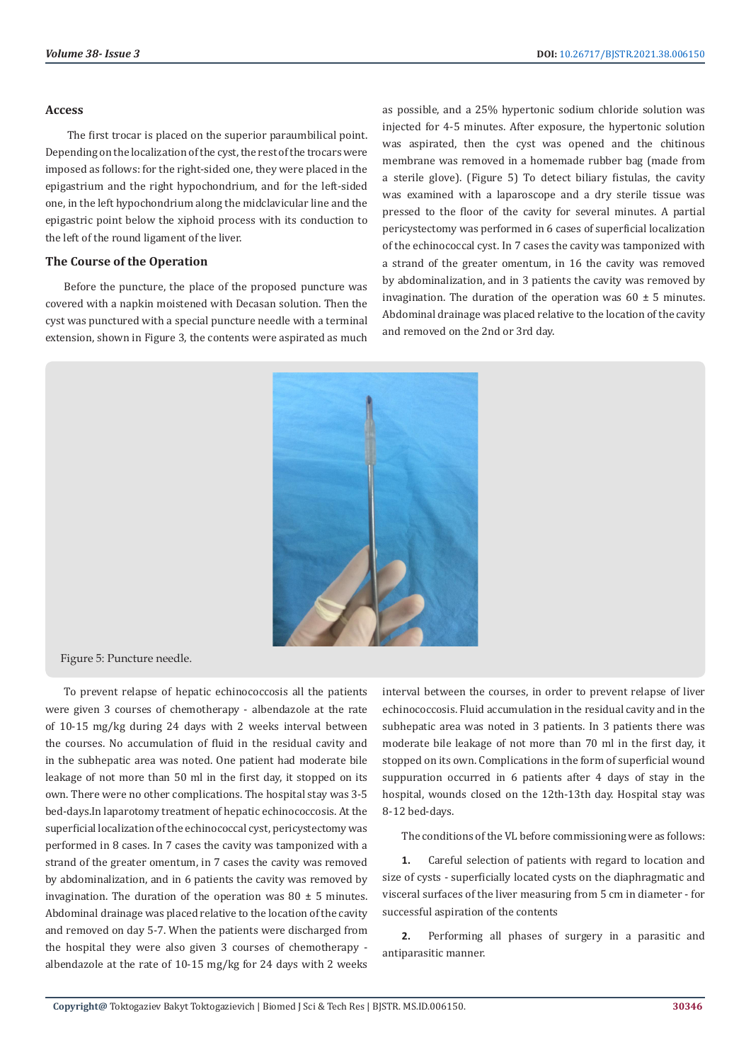### Access

The first trocar is placed on the superior paraumbilical point. Depending on the localization of the cyst, the rest of the trocars were imposed as follows: for the right-sided one, they were placed in the epigastrium and the right hypochondrium, and for the left-sided one, in the left hypochondrium along the midclavicular line and the epigastric point below the xiphoid process with its conduction to the left of the round ligament of the liver.

### The Course of the Operation

Before the puncture, the place of the proposed puncture was covered with a napkin moistened with Decasan solution. Then the cyst was punctured with a special puncture needle with a terminal extension, shown in Figure 3, the contents were aspirated as much as possible, and a 25% hypertonic sodium chloride solution was injected for 4-5 minutes. After exposure, the hypertonic solution was aspirated, then the cyst was opened and the chitinous membrane was removed in a homemade rubber bag (made from a sterile glove). (Figure 5) To detect biliary fistulas, the cavity was examined with a laparoscope and a dry sterile tissue was pressed to the floor of the cavity for several minutes. A partial pericystectomy was performed in 6 cases of superficial localization of the echinococcal cyst. In 7 cases the cavity was tamponized with a strand of the greater omentum, in 16 the cavity was removed by abdominalization, and in 3 patients the cavity was removed by invagination. The duration of the operation was 60 ± 5 minutes. Abdominal drainage was placed relative to the location of the cavity and removed on the 2nd or 3rd day.

Figure 5: Puncture needle.

To prevent relapse of hepatic echinococcosis all the patients were given 3 courses of chemotherapy - albendazole at the rate of 10-15 mg/kg during 24 days with 2 weeks interval between the courses. No accumulation of fluid in the residual cavity and in the subhepatic area was noted. One patient had moderate bile leakage of not more than 50 ml in the first day, it stopped on its own. There were no other complications. The hospital stay was 3-5 bed-days.In laparotomy treatment of hepatic echinococcosis. At the superficial localization of the echinococcal cyst, pericystectomy was performed in 8 cases. In 7 cases the cavity was tamponized with a strand of the greater omentum, in 7 cases the cavity was removed by abdominalization, and in 6 patients the cavity was removed by invagination. The duration of the operation was 80 ± 5 minutes. Abdominal drainage was placed relative to the location of the cavity and removed on day 5-7. When the patients were discharged from the hospital they were also given 3 courses of chemotherapy - albendazole at the rate of 10-15 mg/kg for 24 days with 2 weeks interval between the courses, in order to prevent relapse of liver echinococcosis. Fluid accumulation in the residual cavity and in the subhepatic area was noted in 3 patients. In 3 patients there was moderate bile leakage of not more than 70 ml in the first day, it stopped on its own. Complications in the form of superficial wound suppuration occurred in 6 patients after 4 days of stay in the hospital, wounds closed on the 12th-13th day. Hospital stay was 8-12 bed-days.

The conditions of the VL before commissioning were as follows:

1. Careful selection of patients with regard to location and size of cysts - superficially located cysts on the diaphragmatic and visceral surfaces of the liver measuring from 5 cm in diameter - for successful aspiration of the contents

2. Performing all phases of surgery in a parasitic and antiparasitic manner.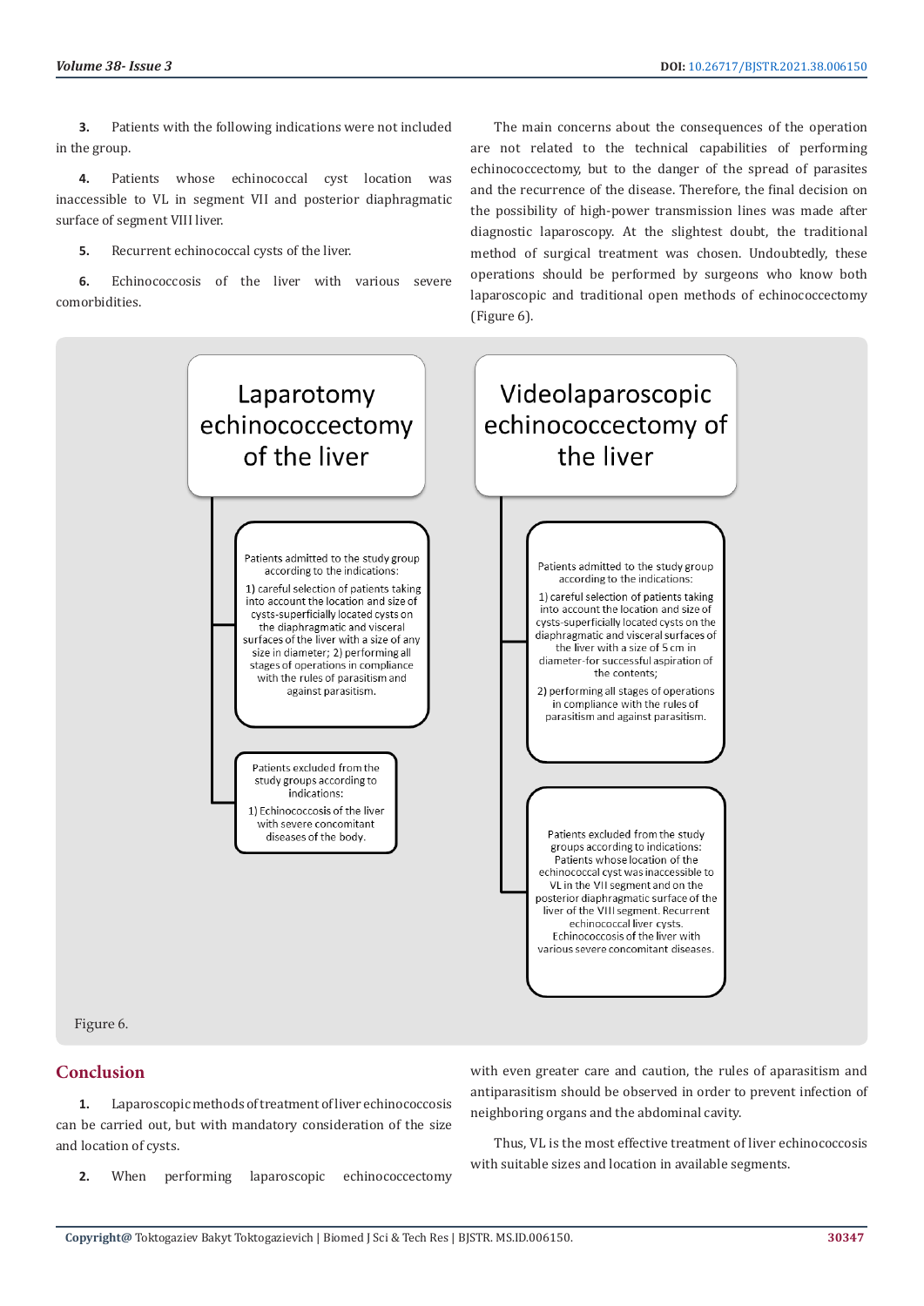3. Patients with the following indications were not included in the group.

4. Patients whose echinococcal cyst location was inaccessible to VL in segment VII and posterior diaphragmatic surface of segment VIII liver.

5. Recurrent echinococcal cysts of the liver.

6. Echinococcosis of the liver with various severe comorbidities.

The main concerns about the consequences of the operation are not related to the technical capabilities of performing echinococcectomy, but to the danger of the spread of parasites and the recurrence of the disease. Therefore, the final decision on the possibility of high-power transmission lines was made after diagnostic laparoscopy. At the slightest doubt, the traditional method of surgical treatment was chosen. Undoubtedly, these operations should be performed by surgeons who know both laparoscopic and traditional open methods of echinococcectomy (Figure 6).

**Laparotomy echinococcectomy of the liver**

- Patients admitted to the study group according to the indications: 1) careful selection of patients taking into account the location and size of cysts-superficially located cysts on the diaphragmatic and visceral surfaces of the liver with a size of any size in diameter; 2) performing all stages of operations in compliance with the rules of parasitism and against parasitism.
- Patients excluded from the study groups according to indications: 1) Echinococcosis of the liver with severe concomitant diseases of the body.

**Videolaparoscopic echinococcectomy of the liver**

- Patients admitted to the study group according to the indications: 1) careful selection of patients taking into account the location and size of cysts-superficially located cysts on the diaphragmatic and visceral surfaces of the liver with a size of 5 cm in diameter-for successful aspiration of the contents; 2) performing all stages of operations in compliance with the rules of parasitism and against parasitism.
- Patients excluded from the study groups according to indications: Patients whose location of the echinococcal cyst was inaccessible to VL in the VII segment and on the posterior diaphragmatic surface of the liver of the VIII segment. Recurrent echinococcal liver cysts. Echinococcosis of the liver with various severe concomitant diseases.

Figure 6.

## Conclusion

1. Laparoscopic methods of treatment of liver echinococcosis can be carried out, but with mandatory consideration of the size and location of cysts.

2. When performing laparoscopic echinococcectomy with even greater care and caution, the rules of aparasitism and antiparasitism should be observed in order to prevent infection of neighboring organs and the abdominal cavity.

Thus, VL is the most effective treatment of liver echinococcosis with suitable sizes and location in available segments.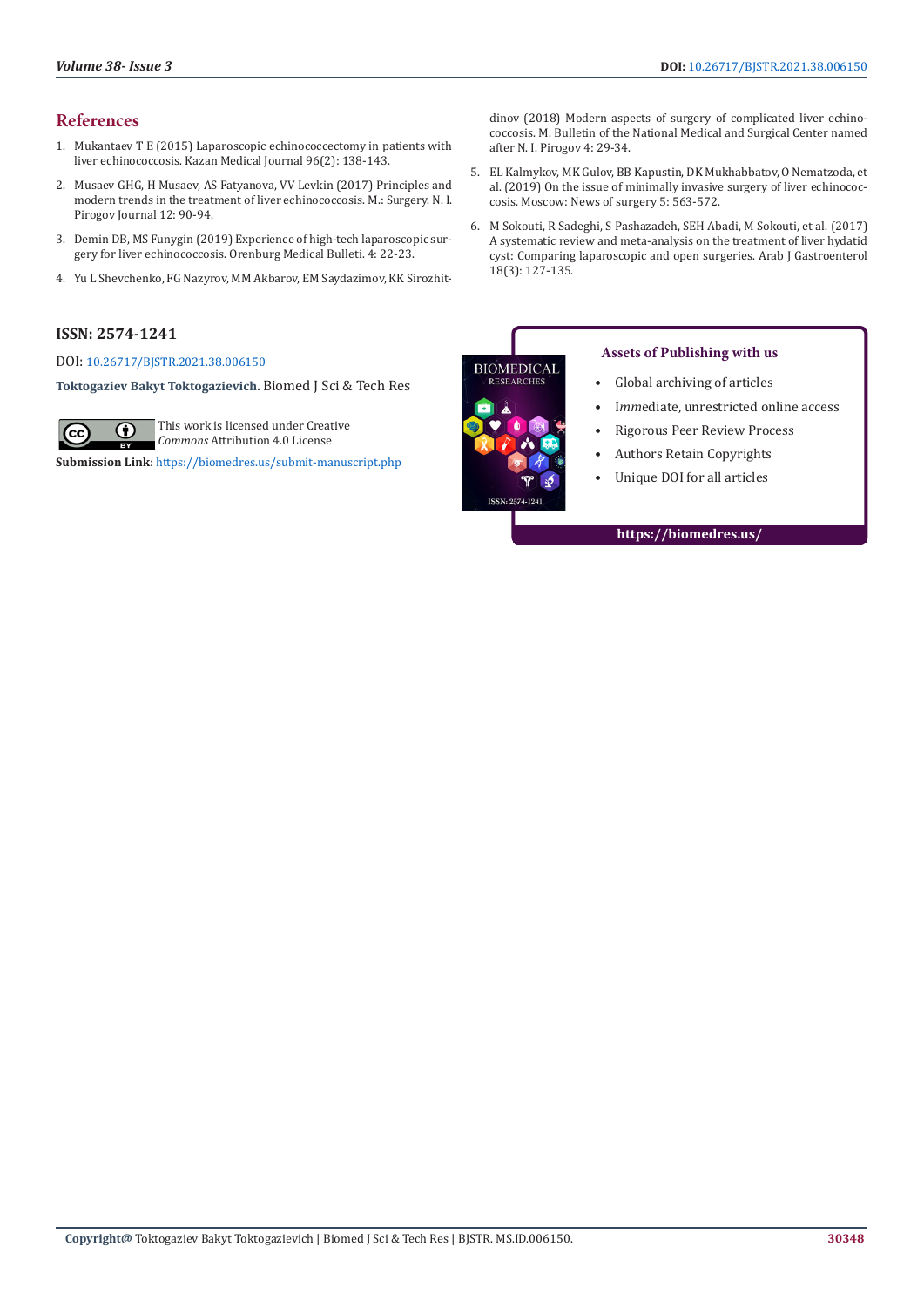## References

1. Mukantaev T E (2015) Laparoscopic echinococcectomy in patients with liver echinococcosis. Kazan Medical Journal 96(2): 138-143.
2. Musaev GHG, H Musaev, AS Fatyanova, VV Levkin (2017) Principles and modern trends in the treatment of liver echinococcosis. M.: Surgery. N. I. Pirogov Journal 12: 90-94.
3. Demin DB, MS Funygin (2019) Experience of high-tech laparoscopic surgery for liver echinococcosis. Orenburg Medical Bulleti. 4: 22-23.
4. Yu L Shevchenko, FG Nazyrov, MM Akbarov, EM Saydazimov, KK Sirozhitdinov (2018) Modern aspects of surgery of complicated liver echinococcosis. M. Bulletin of the National Medical and Surgical Center named after N. I. Pirogov 4: 29-34.
5. EL Kalmykov, MK Gulov, BB Kapustin, DK Mukhabbatov, O Nematzoda, et al. (2019) On the issue of minimally invasive surgery of liver echinococcosis. Moscow: News of surgery 5: 563-572.
6. M Sokouti, R Sadeghi, S Pashazadeh, SEH Abadi, M Sokouti, et al. (2017) A systematic review and meta-analysis on the treatment of liver hydatid cyst: Comparing laparoscopic and open surgeries. Arab J Gastroenterol 18(3): 127-135.

**ISSN: 2574-1241**

DOI: 10.26717/BJSTR.2021.38.006150

**Toktogaziev Bakyt Toktogazievich.** Biomed J Sci & Tech Res

This work is licensed under Creative *Commons* Attribution 4.0 License

**Submission Link**: https://biomedres.us/submit-manuscript.php

**Assets of Publishing with us**

- Global archiving of articles
- Immediate, unrestricted online access
- Rigorous Peer Review Process
- Authors Retain Copyrights
- Unique DOI for all articles

**https://biomedres.us/**